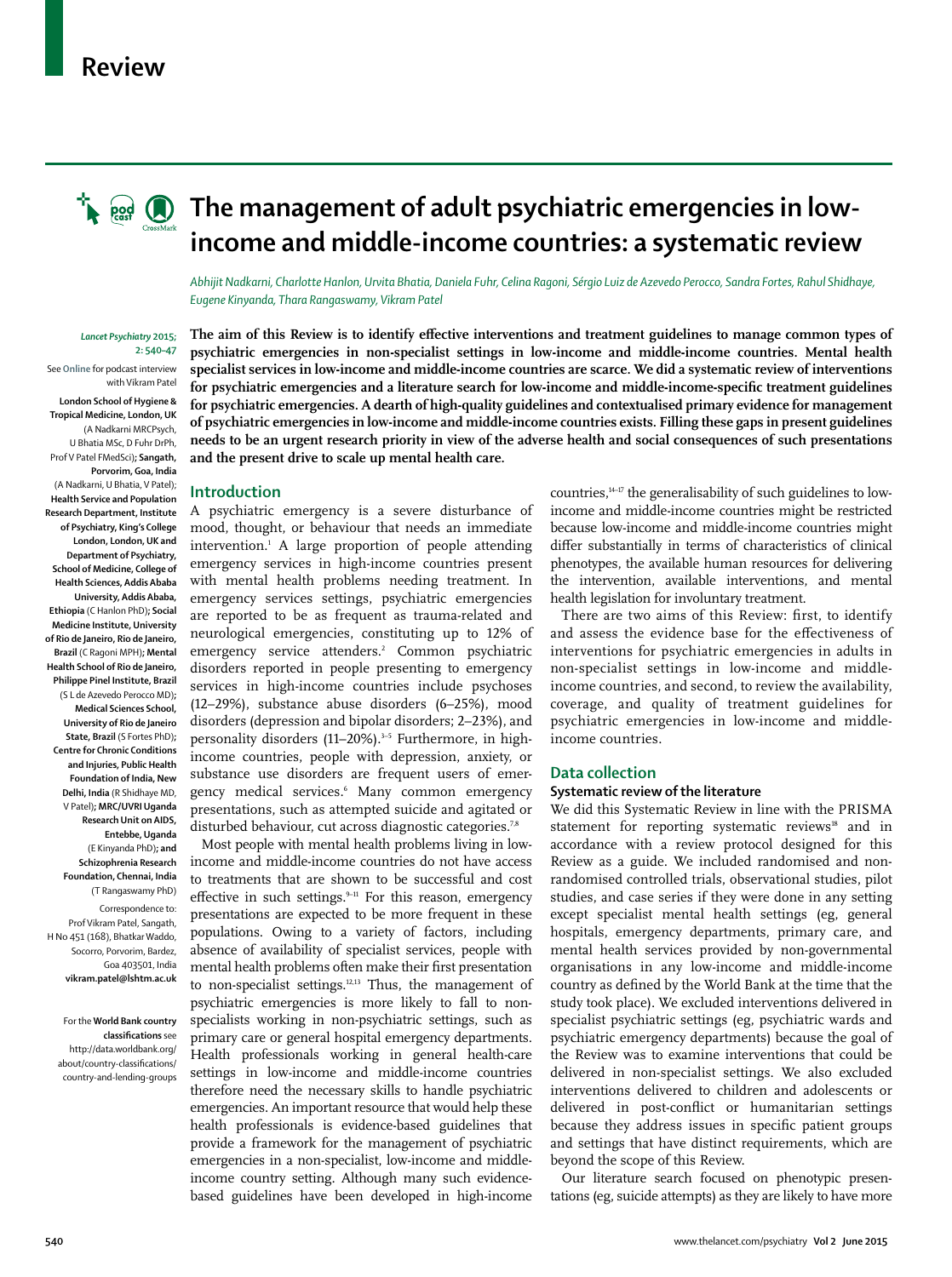# Review

# The management of adult psychiatric emergencies in low-income and middle-income countries: a systematic review

*Abhijit Nadkarni, Charlotte Hanlon, Urvita Bhatia, Daniela Fuhr, Celina Ragoni, Sérgio Luiz de Azevedo Perocco, Sandra Fortes, Rahul Shidhaye, Eugene Kinyanda, Thara Rangaswamy, Vikram Patel*

*Lancet Psychiatry* 2015; 2: 540–47

See **Online** for podcast interview with Vikram Patel

**London School of Hygiene & Tropical Medicine, London, UK** (A Nadkarni MRCPsych, U Bhatia MSc, D Fuhr DrPH, Prof V Patel FMedSci)**; Sangath, Porvorim, Goa, India** (A Nadkarni, U Bhatia, V Patel)**; Health Service and Population Research Department, Institute of Psychiatry, King's College London, London, UK and Department of Psychiatry, School of Medicine, College of Health Sciences, Addis Ababa University, Addis Ababa, Ethiopia** (C Hanlon PhD)**; Social Medicine Institute, University of Rio de Janeiro, Rio de Janeiro, Brazil** (C Ragoni MPH)**; Mental Health School of Rio de Janeiro, Philippe Pinel Institute, Brazil** (S L de Azevedo Perocco MD)**; Medical Sciences School, University of Rio de Janeiro State, Brazil** (S Fortes PhD)**; Centre for Chronic Conditions and Injuries, Public Health Foundation of India, New Delhi, India** (R Shidhaye MD, V Patel)**; MRC/UVRI Uganda Research Unit on AIDS, Entebbe, Uganda** (E Kinyanda PhD)**; and Schizophrenia Research Foundation, Chennai, India** (T Rangaswamy PhD)

Correspondence to: Prof Vikram Patel, Sangath, H No 451 (168), Bhatkar Waddo, Socorro, Porvorim, Bardez, Goa 403501, India **vikram.patel@lshtm.ac.uk**

For the **World Bank country classifications** see http://data.worldbank.org/about/country-classifications/country-and-lending-groups

**The aim of this Review is to identify effective interventions and treatment guidelines to manage common types of psychiatric emergencies in non-specialist settings in low-income and middle-income countries. Mental health specialist services in low-income and middle-income countries are scarce. We did a systematic review of interventions for psychiatric emergencies and a literature search for low-income and middle-income-specific treatment guidelines for psychiatric emergencies. A dearth of high-quality guidelines and contextualised primary evidence for management of psychiatric emergencies in low-income and middle-income countries exists. Filling these gaps in present guidelines needs to be an urgent research priority in view of the adverse health and social consequences of such presentations and the present drive to scale up mental health care.**

## Introduction

A psychiatric emergency is a severe disturbance of mood, thought, or behaviour that needs an immediate intervention.[1] A large proportion of people attending emergency services in high-income countries present with mental health problems needing treatment. In emergency services settings, psychiatric emergencies are reported to be as frequent as trauma-related and neurological emergencies, constituting up to 12% of emergency service attenders.[2] Common psychiatric disorders reported in people presenting to emergency services in high-income countries include psychoses (12–29%), substance abuse disorders (6–25%), mood disorders (depression and bipolar disorders; 2–23%), and personality disorders (11–20%).[3–5] Furthermore, in high-income countries, people with depression, anxiety, or substance use disorders are frequent users of emergency medical services.[6] Many common emergency presentations, such as attempted suicide and agitated or disturbed behaviour, cut across diagnostic categories.[7,8]

Most people with mental health problems living in low-income and middle-income countries do not have access to treatments that are shown to be successful and cost effective in such settings.[9–11] For this reason, emergency presentations are expected to be more frequent in these populations. Owing to a variety of factors, including absence of availability of specialist services, people with mental health problems often make their first presentation to non-specialist settings.[12,13] Thus, the management of psychiatric emergencies is more likely to fall to non-specialists working in non-psychiatric settings, such as primary care or general hospital emergency departments. Health professionals working in general health-care settings in low-income and middle-income countries therefore need the necessary skills to handle psychiatric emergencies. An important resource that would help these health professionals is evidence-based guidelines that provide a framework for the management of psychiatric emergencies in a non-specialist, low-income and middle-income country setting. Although many such evidence-based guidelines have been developed in high-income countries,[14–17] the generalisability of such guidelines to low-income and middle-income countries might be restricted because low-income and middle-income countries might differ substantially in terms of characteristics of clinical phenotypes, the available human resources for delivering the intervention, available interventions, and mental health legislation for involuntary treatment.

There are two aims of this Review: first, to identify and assess the evidence base for the effectiveness of interventions for psychiatric emergencies in adults in non-specialist settings in low-income and middle-income countries, and second, to review the availability, coverage, and quality of treatment guidelines for psychiatric emergencies in low-income and middle-income countries.

## Data collection

### Systematic review of the literature

We did this Systematic Review in line with the PRISMA statement for reporting systematic reviews[18] and in accordance with a review protocol designed for this Review as a guide. We included randomised and non-randomised controlled trials, observational studies, pilot studies, and case series if they were done in any setting except specialist mental health settings (eg, general hospitals, emergency departments, primary care, and mental health services provided by non-governmental organisations in any low-income and middle-income country as defined by the World Bank at the time that the study took place). We excluded interventions delivered in specialist psychiatric settings (eg, psychiatric wards and psychiatric emergency departments) because the goal of the Review was to examine interventions that could be delivered in non-specialist settings. We also excluded interventions delivered to children and adolescents or delivered in post-conflict or humanitarian settings because they address issues in specific patient groups and settings that have distinct requirements, which are beyond the scope of this Review.

Our literature search focused on phenotypic presentations (eg, suicide attempts) as they are likely to have more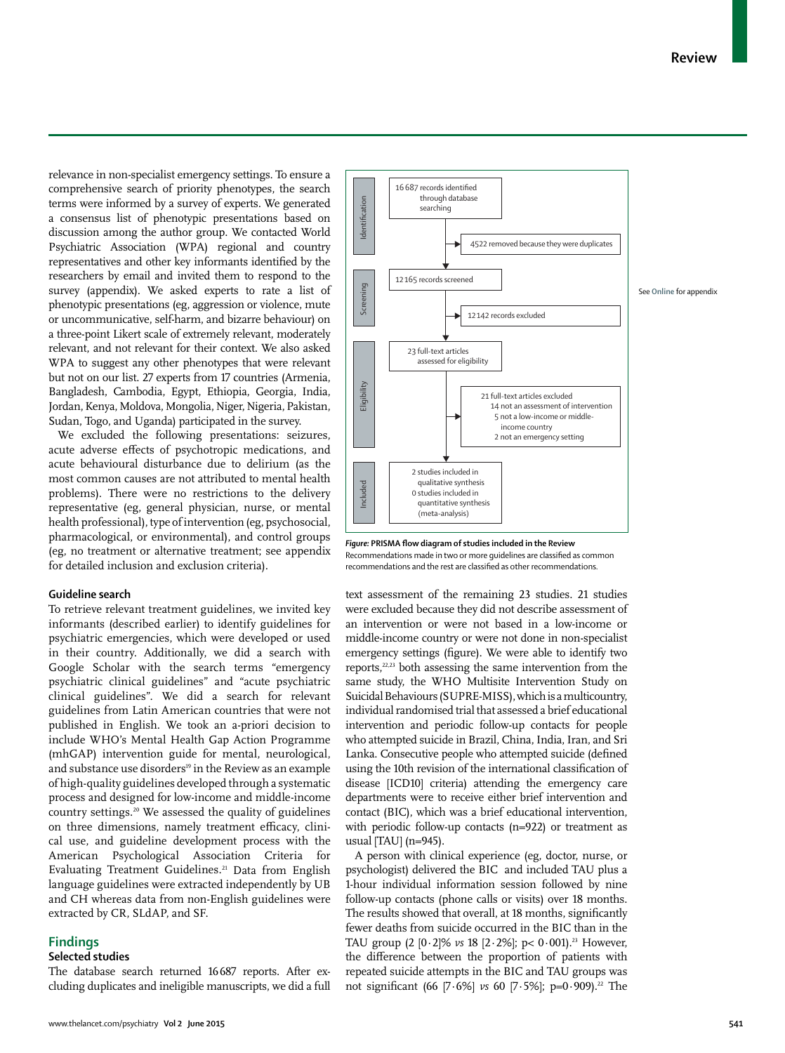relevance in non-specialist emergency settings. To ensure a comprehensive search of priority phenotypes, the search terms were informed by a survey of experts. We generated a consensus list of phenotypic presentations based on discussion among the author group. We contacted World Psychiatric Association (WPA) regional and country representatives and other key informants identified by the researchers by email and invited them to respond to the survey (appendix). We asked experts to rate a list of phenotypic presentations (eg, aggression or violence, mute or uncommunicative, self-harm, and bizarre behaviour) on a three-point Likert scale of extremely relevant, moderately relevant, and not relevant for their context. We also asked WPA to suggest any other phenotypes that were relevant but not on our list. 27 experts from 17 countries (Armenia, Bangladesh, Cambodia, Egypt, Ethiopia, Georgia, India, Jordan, Kenya, Moldova, Mongolia, Niger, Nigeria, Pakistan, Sudan, Togo, and Uganda) participated in the survey.

We excluded the following presentations: seizures, acute adverse effects of psychotropic medications, and acute behavioural disturbance due to delirium (as the most common causes are not attributed to mental health problems). There were no restrictions to the delivery representative (eg, general physician, nurse, or mental health professional), type of intervention (eg, psychosocial, pharmacological, or environmental), and control groups (eg, no treatment or alternative treatment; see appendix for detailed inclusion and exclusion criteria).

See Online for appendix

### Guideline search

To retrieve relevant treatment guidelines, we invited key informants (described earlier) to identify guidelines for psychiatric emergencies, which were developed or used in their country. Additionally, we did a search with Google Scholar with the search terms "emergency psychiatric clinical guidelines" and "acute psychiatric clinical guidelines". We did a search for relevant guidelines from Latin American countries that were not published in English. We took an a-priori decision to include WHO's Mental Health Gap Action Programme (mhGAP) intervention guide for mental, neurological, and substance use disorders[19] in the Review as an example of high-quality guidelines developed through a systematic process and designed for low-income and middle-income country settings.[20] We assessed the quality of guidelines on three dimensions, namely treatment efficacy, clinical use, and guideline development process with the American Psychological Association Criteria for Evaluating Treatment Guidelines.[21] Data from English language guidelines were extracted independently by UB and CH whereas data from non-English guidelines were extracted by CR, SLdAP, and SF.

## Findings

### Selected studies

The database search returned 16 687 reports. After excluding duplicates and ineligible manuscripts, we did a full text assessment of the remaining 23 studies. 21 studies were excluded because they did not describe assessment of an intervention or were not based in a low-income or middle-income country or were not done in non-specialist emergency settings (figure). We were able to identify two reports,[22,23] both assessing the same intervention from the same study, the WHO Multisite Intervention Study on Suicidal Behaviours (SUPRE-MISS), which is a multicountry, individual randomised trial that assessed a brief educational intervention and periodic follow-up contacts for people who attempted suicide in Brazil, China, India, Iran, and Sri Lanka. Consecutive people who attempted suicide (defined using the 10th revision of the international classification of disease [ICD10] criteria) attending the emergency care departments were to receive either brief intervention and contact (BIC), which was a brief educational intervention, with periodic follow-up contacts (n=922) or treatment as usual [TAU] (n=945).

A person with clinical experience (eg, doctor, nurse, or psychologist) delivered the BIC and included TAU plus a 1-hour individual information session followed by nine follow-up contacts (phone calls or visits) over 18 months. The results showed that overall, at 18 months, significantly fewer deaths from suicide occurred in the BIC than in the TAU group (2 [0·2]% *vs* 18 [2·2%]; p< 0·001).[23] However, the difference between the proportion of patients with repeated suicide attempts in the BIC and TAU groups was not significant (66 [7·6%] *vs* 60 [7·5%]; p=0·909).[22] The

Identification: 16 687 records identified through database searching → 4522 removed because they were duplicates

Screening: 12 165 records screened → 12 142 records excluded

Eligibility: 23 full-text articles assessed for eligibility → 21 full-text articles excluded (14 not an assessment of intervention; 5 not a low-income or middle-income country; 2 not an emergency setting)

Included: 2 studies included in qualitative synthesis; 0 studies included in quantitative synthesis (meta-analysis)

***Figure:* PRISMA flow diagram of studies included in the Review**
Recommendations made in two or more guidelines are classified as common recommendations and the rest are classified as other recommendations.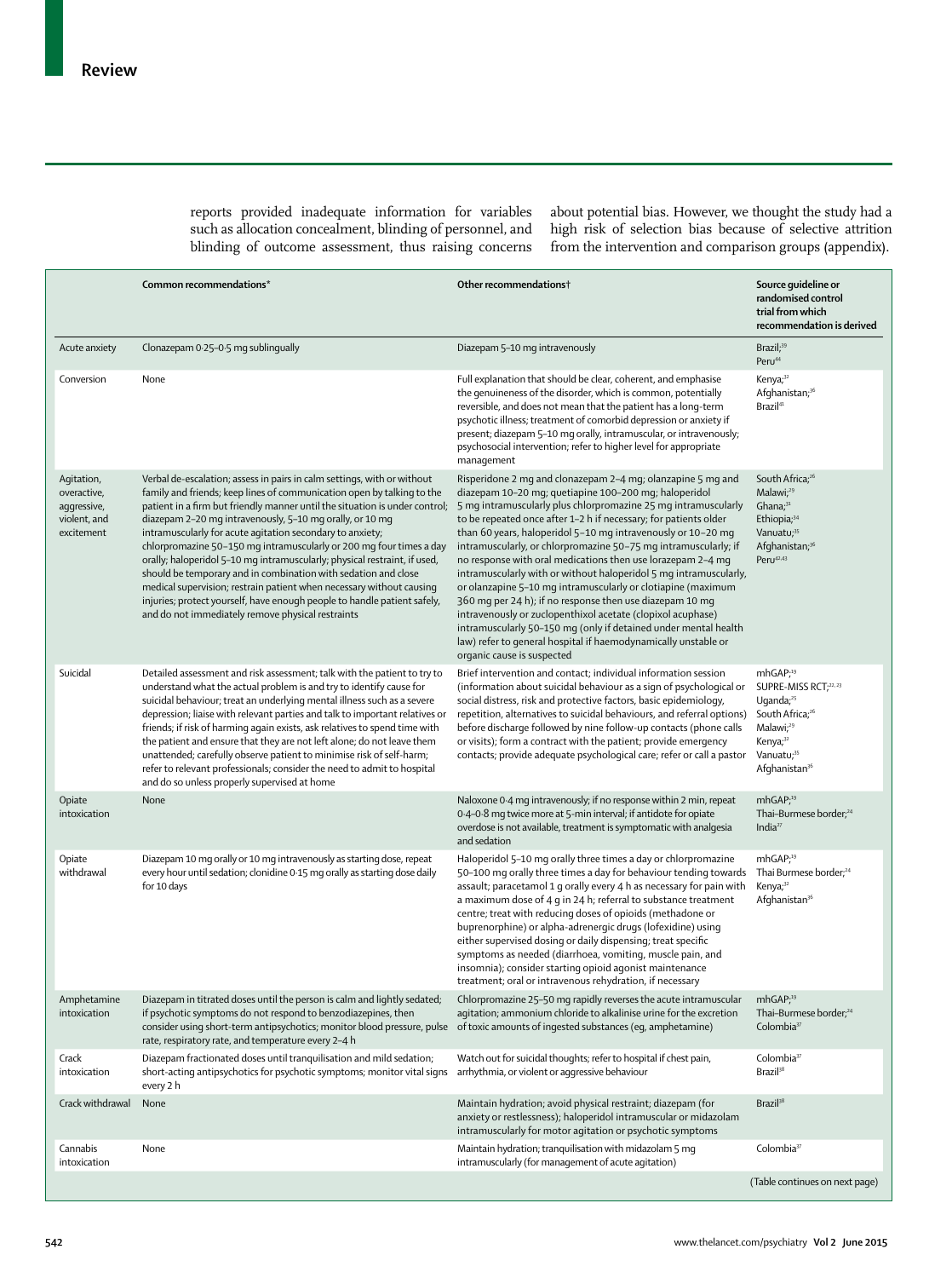reports provided inadequate information for variables such as allocation concealment, blinding of personnel, and blinding of outcome assessment, thus raising concerns about potential bias. However, we thought the study had a high risk of selection bias because of selective attrition from the intervention and comparison groups (appendix).

| | Common recommendations* | Other recommendations† | Source guideline or randomised control trial from which recommendation is derived |
|---|---|---|---|
| Acute anxiety | Clonazepam 0·25–0·5 mg sublingually | Diazepam 5–10 mg intravenously | Brazil;[39] Peru[44] |
| Conversion | None | Full explanation that should be clear, coherent, and emphasise the genuineness of the disorder, which is common, potentially reversible, and does not mean that the patient has a long-term psychotic illness; treatment of comorbid depression or anxiety if present; diazepam 5–10 mg orally, intramuscular, or intravenously; psychosocial intervention; refer to higher level for appropriate management | Kenya;[32] Afghanistan;[36] Brazil[41] |
| Agitation, overactive, aggressive, violent, and excitement | Verbal de-escalation; assess in pairs in calm settings, with or without family and friends; keep lines of communication open by talking to the patient in a firm but friendly manner until the situation is under control; diazepam 2–20 mg intravenously, 5–10 mg orally, or 10 mg intramuscularly for acute agitation secondary to anxiety; chlorpromazine 50–150 mg intramuscularly or 200 mg four times a day orally; haloperidol 5–10 mg intramuscularly; physical restraint, if used, should be temporary and in combination with sedation and close medical supervision; restrain patient when necessary without causing injuries; protect yourself, have enough people to handle patient safely, and do not immediately remove physical restraints | Risperidone 2 mg and clonazepam 2–4 mg; olanzapine 5 mg and diazepam 10–20 mg; quetiapine 100–200 mg; haloperidol 5 mg intramuscularly plus chlorpromazine 25 mg intramuscularly to be repeated once after 1–2 h if necessary; for patients older than 60 years, haloperidol 5–10 mg intravenously or 10–20 mg intramuscularly, or chlorpromazine 50–75 mg intramuscularly; if no response with oral medications then use lorazepam 2–4 mg intramuscularly with or without haloperidol 5 mg intramuscularly, or olanzapine 5–10 mg intramuscularly or clotiapine (maximum 360 mg per 24 h); if no response then use diazepam 10 mg intravenously or zuclopenthixol acetate (clopixol acuphase) intramuscularly 50–150 mg (only if detained under mental health law) refer to general hospital if haemodynamically unstable or organic cause is suspected | South Africa;[26] Malawi;[29] Ghana;[31] Ethiopia;[34] Vanuatu;[35] Afghanistan;[36] Peru[42,43] |
| Suicidal | Detailed assessment and risk assessment; talk with the patient to try to understand what the actual problem is and try to identify cause for suicidal behaviour; treat an underlying mental illness such as a severe depression; liaise with relevant parties and talk to important relatives or friends; if risk of harming again exists, ask relatives to spend time with the patient and ensure that they are not left alone; do not leave them unattended; carefully observe patient to minimise risk of self-harm; refer to relevant professionals; consider the need to admit to hospital and do so unless properly supervised at home | Brief intervention and contact; individual information session (information about suicidal behaviour as a sign of psychological or social distress, risk and protective factors, basic epidemiology, repetition, alternatives to suicidal behaviours, and referral options) before discharge followed by nine follow-up contacts (phone calls or visits); form a contract with the patient; provide emergency contacts; provide adequate psychological care; refer or call a pastor | mhGAP;[19] SUPRE-MISS RCT;[22,23] Uganda;[25] South Africa;[26] Malawi;[29] Kenya;[32] Vanuatu;[35] Afghanistan[36] |
| Opiate intoxication | None | Naloxone 0·4 mg intravenously; if no response within 2 min, repeat 0·4–0·8 mg twice more at 5-min interval; if antidote for opiate overdose is not available, treatment is symptomatic with analgesia and sedation | mhGAP;[19] Thai–Burmese border;[24] India[27] |
| Opiate withdrawal | Diazepam 10 mg orally or 10 mg intravenously as starting dose, repeat every hour until sedation; clonidine 0·15 mg orally as starting dose daily for 10 days | Haloperidol 5–10 mg orally three times a day or chlorpromazine 50–100 mg orally three times a day for behaviour tending towards assault; paracetamol 1 g orally every 4 h as necessary for pain with a maximum dose of 4 g in 24 h; referral to substance treatment centre; treat with reducing doses of opioids (methadone or buprenorphine) or alpha-adrenergic drugs (lofexidine) using either supervised dosing or daily dispensing; treat specific symptoms as needed (diarrhoea, vomiting, muscle pain, and insomnia); consider starting opioid agonist maintenance treatment; oral or intravenous rehydration, if necessary | mhGAP;[19] Thai Burmese border;[24] Kenya;[32] Afghanistan[36] |
| Amphetamine intoxication | Diazepam in titrated doses until the person is calm and lightly sedated; if psychotic symptoms do not respond to benzodiazepines, then consider using short-term antipsychotics; monitor blood pressure, pulse rate, respiratory rate, and temperature every 2–4 h | Chlorpromazine 25–50 mg rapidly reverses the acute intramuscular agitation; ammonium chloride to alkalinise urine for the excretion of toxic amounts of ingested substances (eg, amphetamine) | mhGAP;[19] Thai–Burmese border;[24] Colombia[37] |
| Crack intoxication | Diazepam fractionated doses until tranquilisation and mild sedation; short-acting antipsychotics for psychotic symptoms; monitor vital signs every 2 h | Watch out for suicidal thoughts; refer to hospital if chest pain, arrhythmia, or violent or aggressive behaviour | Colombia[37] Brazil[38] |
| Crack withdrawal | None | Maintain hydration; avoid physical restraint; diazepam (for anxiety or restlessness); haloperidol intramuscular or midazolam intramuscularly for motor agitation or psychotic symptoms | Brazil[38] |
| Cannabis intoxication | None | Maintain hydration; tranquilisation with midazolam 5 mg intramuscularly (for management of acute agitation) | Colombia[37] |

(Table continues on next page)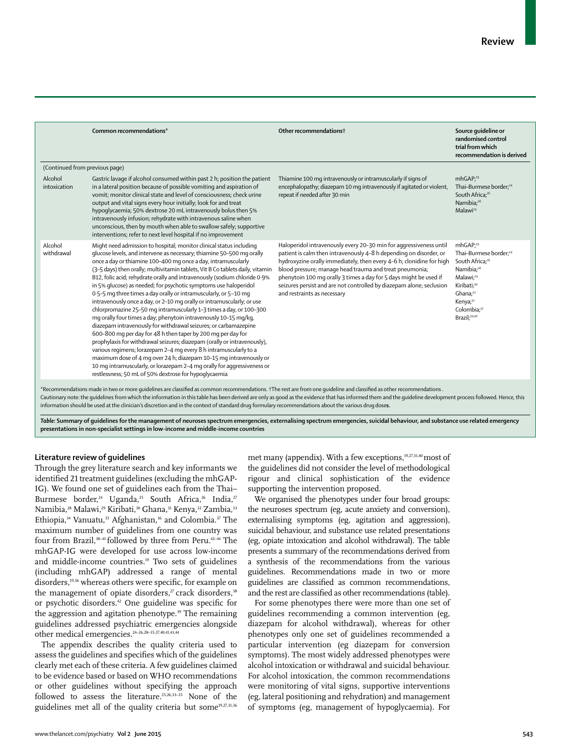| | Common recommendations* | Other recommendations† | Source guideline or randomised control trial from which recommendation is derived |
|---|---|---|---|
| (Continued from previous page) | | | |
| Alcohol intoxication | Gastric lavage if alcohol consumed within past 2 h; position the patient in a lateral position because of possible vomiting and aspiration of vomit; monitor clinical state and level of consciousness; check urine output and vital signs every hour initially; look for and treat hypoglycaemia; 50% dextrose 20 mL intravenously bolus then 5% intravenously infusion; rehydrate with intravenous saline when unconscious, then by mouth when able to swallow safely; supportive interventions; refer to next level hospital if no improvement | Thiamine 100 mg intravenously or intramuscularly if signs of encephalopathy; diazepam 10 mg intravenously if agitated or violent, repeat if needed after 30 min | mhGAP;[19] Thai–Burmese border;[24] South Africa;[26] Namibia;[28] Malawi[29] |
| Alcohol withdrawal | Might need admission to hospital; monitor clinical status including glucose levels, and intervene as necessary; thiamine 50–500 mg orally once a day or thiamine 100–400 mg once a day, intramuscularly (3–5 days) then orally; multivitamin tablets, Vit B Co tablets daily, vitamin B12, folic acid; rehydrate orally and intravenously (sodium chloride 0·9% in 5% glucose) as needed; for psychotic symptoms use haloperidol 0·5–5 mg three times a day orally or intramuscularly, or 5–10 mg intravenously once a day, or 2–10 mg orally or intramuscularly; or use chlorpromazine 25–50 mg intramuscularly 1–3 times a day, or 100–300 mg orally four times a day; phenytoin intravenously 10–15 mg/kg, diazepam intravenously for withdrawal seizures; or carbamazepine 600–800 mg per day for 48 h then taper by 200 mg per day for prophylaxis for withdrawal seizures; diazepam (orally or intravenously), various regimens; lorazepam 2–4 mg every 8 h intramuscularly to a maximum dose of 4 mg over 24 h; diazepam 10–15 mg intravenously or 10 mg intramuscularly, or lorazepam 2–4 mg orally for aggressiveness or restlessness; 50 mL of 50% dextrose for hypoglycaemia | Haloperidol intravenously every 20–30 min for aggressiveness until patient is calm then intravenously 4–8 h depending on disorder, or hydroxyzine orally immediately, then every 4–6 h; clonidine for high blood pressure; manage head trauma and treat pneumonia; phenytoin 100 mg orally 3 times a day for 5 days might be used if seizures persist and are not controlled by diazepam alone; seclusion and restraints as necessary | mhGAP;[19] Thai–Burmese border;[24] South Africa;[26] Namibia;[28] Malawi;[29] Kiribati;[30] Ghana;[31] Kenya;[32] Colombia;[37] Brazil;[39,40] |

*Recommendations made in two or more guidelines are classified as common recommendations. †The rest are from one guideline and classified as other recommendations . Cautionary note: the guidelines from which the information in this table has been derived are only as good as the evidence that has informed them and the guideline development process followed. Hence, this information should be used at the clinician's discretion and in the context of standard drug formulary recommendations about the various drug doses.

**Table: Summary of guidelines for the management of neuroses spectrum emergencies, externalising spectrum emergencies, suicidal behaviour, and substance use related emergency presentations in non-specialist settings in low-income and middle-income countries**

### Literature review of guidelines

Through the grey literature search and key informants we identified 21 treatment guidelines (excluding the mhGAP-IG). We found one set of guidelines each from the Thai–Burmese border,[24] Uganda,[25] South Africa,[26] India,[27] Namibia,[28] Malawi,[29] Kiribati,[30] Ghana,[31] Kenya,[32] Zambia,[33] Ethiopia,[34] Vanuatu,[35] Afghanistan,[36] and Colombia.[37] The maximum number of guidelines from one country was four from Brazil,[38–41] followed by three from Peru.[42–44] The mhGAP-IG were developed for use across low-income and middle-income countries.[19] Two sets of guidelines (including mhGAP) addressed a range of mental disorders,[19,36] whereas others were specific, for example on the management of opiate disorders,[27] crack disorders,[38] or psychotic disorders.[42] One guideline was specific for the aggression and agitation phenotype.[39] The remaining guidelines addressed psychiatric emergencies alongside other medical emergencies.[24–26,28–35,37,40,41,43,44]

The appendix describes the quality criteria used to assess the guidelines and specifies which of the guidelines clearly met each of these criteria. A few guidelines claimed to be evidence based or based on WHO recommendations or other guidelines without specifying the approach followed to assess the literature.[25,26,33–35] None of the guidelines met all of the quality criteria but some[19,27,31,36] met many (appendix). With a few exceptions,[19,27,31,40] most of the guidelines did not consider the level of methodological rigour and clinical sophistication of the evidence supporting the intervention proposed.

We organised the phenotypes under four broad groups: the neuroses spectrum (eg, acute anxiety and conversion), externalising symptoms (eg, agitation and aggression), suicidal behaviour, and substance use related presentations (eg, opiate intoxication and alcohol withdrawal). The table presents a summary of the recommendations derived from a synthesis of the recommendations from the various guidelines. Recommendations made in two or more guidelines are classified as common recommendations, and the rest are classified as other recommendations (table).

For some phenotypes there were more than one set of guidelines recommending a common intervention (eg, diazepam for alcohol withdrawal), whereas for other phenotypes only one set of guidelines recommended a particular intervention (eg diazepam for conversion symptoms). The most widely addressed phenotypes were alcohol intoxication or withdrawal and suicidal behaviour. For alcohol intoxication, the common recommendations were monitoring of vital signs, supportive interventions (eg, lateral positioning and rehydration) and management of symptoms (eg, management of hypoglycaemia). For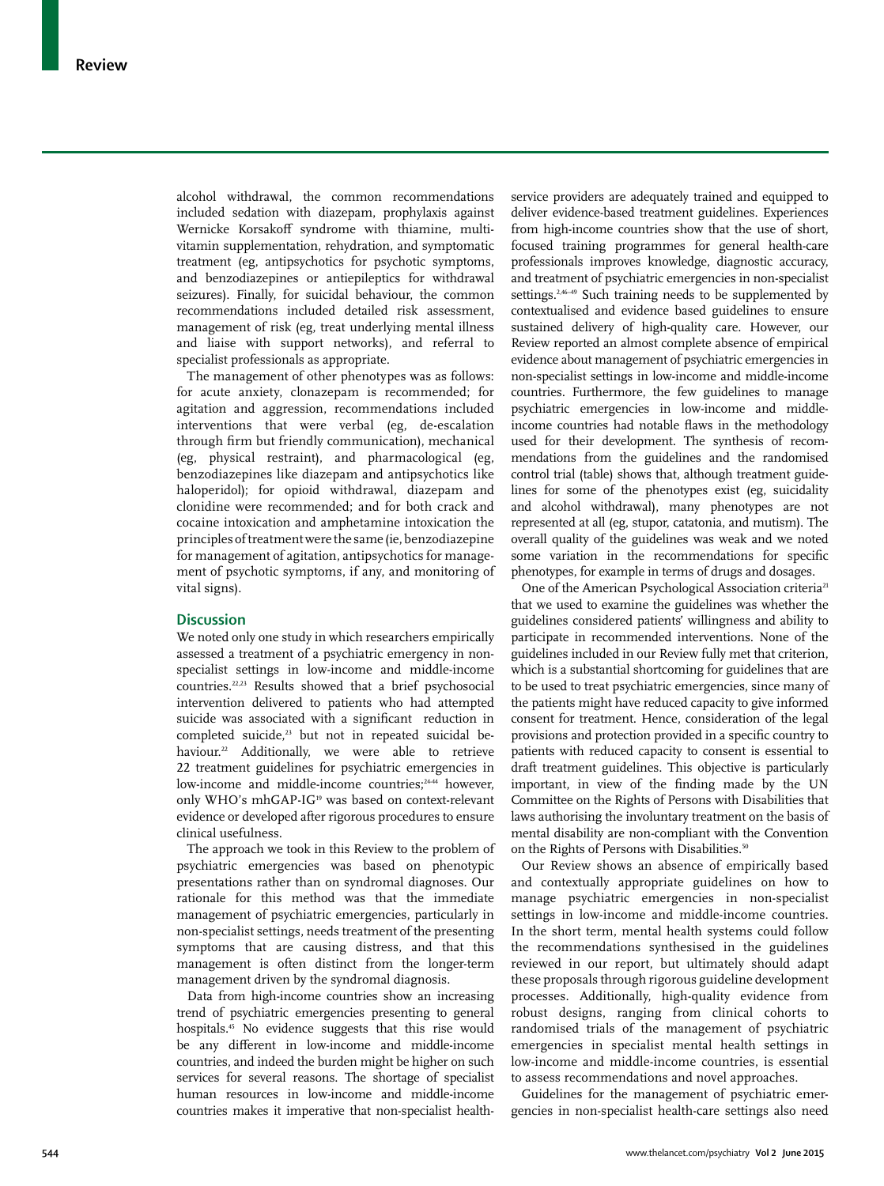alcohol withdrawal, the common recommendations included sedation with diazepam, prophylaxis against Wernicke Korsakoff syndrome with thiamine, multivitamin supplementation, rehydration, and symptomatic treatment (eg, antipsychotics for psychotic symptoms, and benzodiazepines or antiepileptics for withdrawal seizures). Finally, for suicidal behaviour, the common recommendations included detailed risk assessment, management of risk (eg, treat underlying mental illness and liaise with support networks), and referral to specialist professionals as appropriate.

The management of other phenotypes was as follows: for acute anxiety, clonazepam is recommended; for agitation and aggression, recommendations included interventions that were verbal (eg, de-escalation through firm but friendly communication), mechanical (eg, physical restraint), and pharmacological (eg, benzodiazepines like diazepam and antipsychotics like haloperidol); for opioid withdrawal, diazepam and clonidine were recommended; and for both crack and cocaine intoxication and amphetamine intoxication the principles of treatment were the same (ie, benzodiazepine for management of agitation, antipsychotics for management of psychotic symptoms, if any, and monitoring of vital signs).

## Discussion

We noted only one study in which researchers empirically assessed a treatment of a psychiatric emergency in non-specialist settings in low-income and middle-income countries.[22,23] Results showed that a brief psychosocial intervention delivered to patients who had attempted suicide was associated with a significant reduction in completed suicide,[23] but not in repeated suicidal behaviour.[22] Additionally, we were able to retrieve 22 treatment guidelines for psychiatric emergencies in low-income and middle-income countries;[24–44] however, only WHO's mhGAP-IG[19] was based on context-relevant evidence or developed after rigorous procedures to ensure clinical usefulness.

The approach we took in this Review to the problem of psychiatric emergencies was based on phenotypic presentations rather than on syndromal diagnoses. Our rationale for this method was that the immediate management of psychiatric emergencies, particularly in non-specialist settings, needs treatment of the presenting symptoms that are causing distress, and that this management is often distinct from the longer-term management driven by the syndromal diagnosis.

Data from high-income countries show an increasing trend of psychiatric emergencies presenting to general hospitals.[45] No evidence suggests that this rise would be any different in low-income and middle-income countries, and indeed the burden might be higher on such services for several reasons. The shortage of specialist human resources in low-income and middle-income countries makes it imperative that non-specialist health-service providers are adequately trained and equipped to deliver evidence-based treatment guidelines. Experiences from high-income countries show that the use of short, focused training programmes for general health-care professionals improves knowledge, diagnostic accuracy, and treatment of psychiatric emergencies in non-specialist settings.[2,46–49] Such training needs to be supplemented by contextualised and evidence based guidelines to ensure sustained delivery of high-quality care. However, our Review reported an almost complete absence of empirical evidence about management of psychiatric emergencies in non-specialist settings in low-income and middle-income countries. Furthermore, the few guidelines to manage psychiatric emergencies in low-income and middle-income countries had notable flaws in the methodology used for their development. The synthesis of recommendations from the guidelines and the randomised control trial (table) shows that, although treatment guidelines for some of the phenotypes exist (eg, suicidality and alcohol withdrawal), many phenotypes are not represented at all (eg, stupor, catatonia, and mutism). The overall quality of the guidelines was weak and we noted some variation in the recommendations for specific phenotypes, for example in terms of drugs and dosages.

One of the American Psychological Association criteria[21] that we used to examine the guidelines was whether the guidelines considered patients' willingness and ability to participate in recommended interventions. None of the guidelines included in our Review fully met that criterion, which is a substantial shortcoming for guidelines that are to be used to treat psychiatric emergencies, since many of the patients might have reduced capacity to give informed consent for treatment. Hence, consideration of the legal provisions and protection provided in a specific country to patients with reduced capacity to consent is essential to draft treatment guidelines. This objective is particularly important, in view of the finding made by the UN Committee on the Rights of Persons with Disabilities that laws authorising the involuntary treatment on the basis of mental disability are non-compliant with the Convention on the Rights of Persons with Disabilities.[50]

Our Review shows an absence of empirically based and contextually appropriate guidelines on how to manage psychiatric emergencies in non-specialist settings in low-income and middle-income countries. In the short term, mental health systems could follow the recommendations synthesised in the guidelines reviewed in our report, but ultimately should adapt these proposals through rigorous guideline development processes. Additionally, high-quality evidence from robust designs, ranging from clinical cohorts to randomised trials of the management of psychiatric emergencies in specialist mental health settings in low-income and middle-income countries, is essential to assess recommendations and novel approaches.

Guidelines for the management of psychiatric emergencies in non-specialist health-care settings also need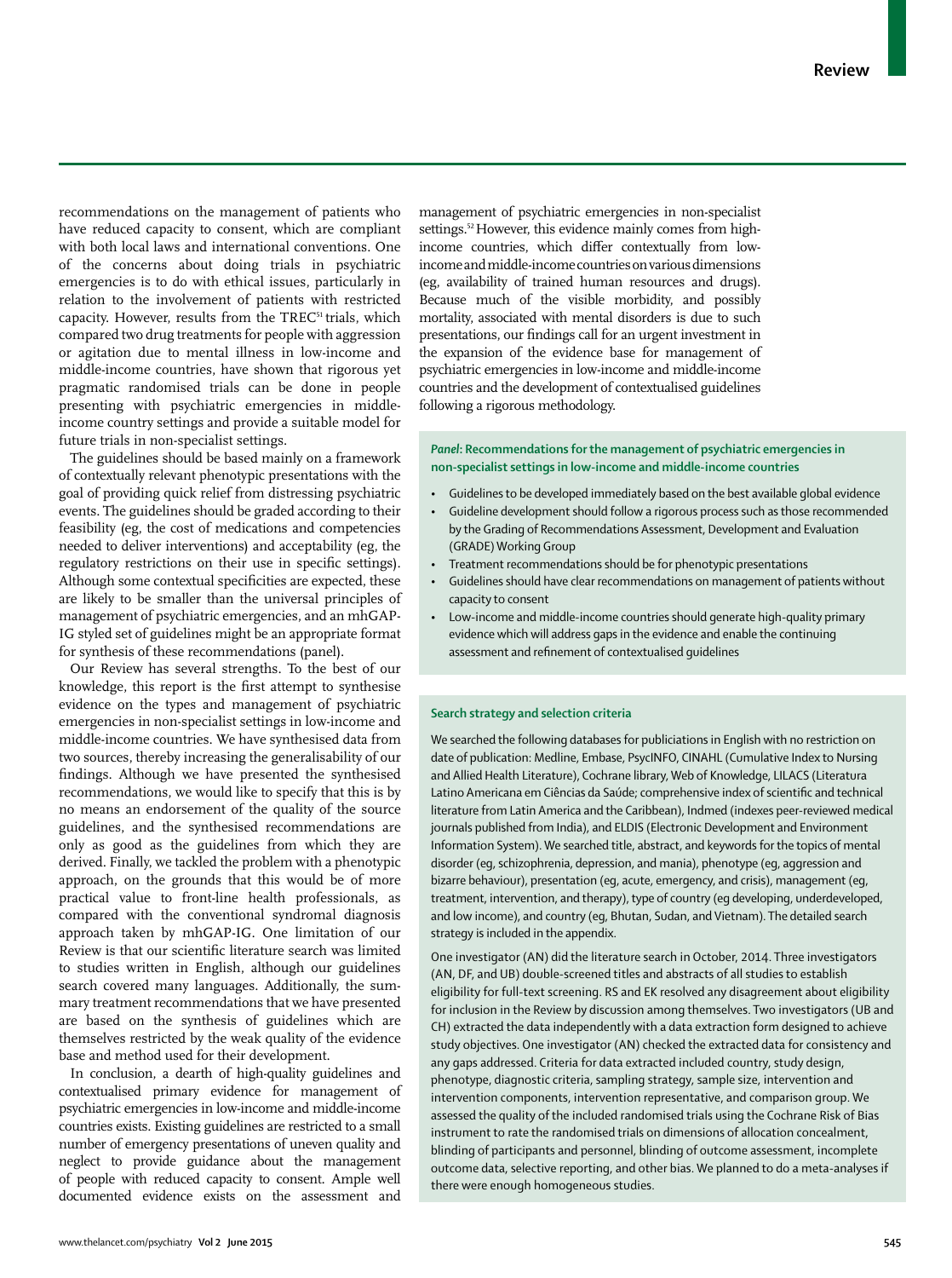recommendations on the management of patients who have reduced capacity to consent, which are compliant with both local laws and international conventions. One of the concerns about doing trials in psychiatric emergencies is to do with ethical issues, particularly in relation to the involvement of patients with restricted capacity. However, results from the TREC[51] trials, which compared two drug treatments for people with aggression or agitation due to mental illness in low-income and middle-income countries, have shown that rigorous yet pragmatic randomised trials can be done in people presenting with psychiatric emergencies in middle-income country settings and provide a suitable model for future trials in non-specialist settings.

The guidelines should be based mainly on a framework of contextually relevant phenotypic presentations with the goal of providing quick relief from distressing psychiatric events. The guidelines should be graded according to their feasibility (eg, the cost of medications and competencies needed to deliver interventions) and acceptability (eg, the regulatory restrictions on their use in specific settings). Although some contextual specificities are expected, these are likely to be smaller than the universal principles of management of psychiatric emergencies, and an mhGAP-IG styled set of guidelines might be an appropriate format for synthesis of these recommendations (panel).

Our Review has several strengths. To the best of our knowledge, this report is the first attempt to synthesise evidence on the types and management of psychiatric emergencies in non-specialist settings in low-income and middle-income countries. We have synthesised data from two sources, thereby increasing the generalisability of our findings. Although we have presented the synthesised recommendations, we would like to specify that this is by no means an endorsement of the quality of the source guidelines, and the synthesised recommendations are only as good as the guidelines from which they are derived. Finally, we tackled the problem with a phenotypic approach, on the grounds that this would be of more practical value to front-line health professionals, as compared with the conventional syndromal diagnosis approach taken by mhGAP-IG. One limitation of our Review is that our scientific literature search was limited to studies written in English, although our guidelines search covered many languages. Additionally, the summary treatment recommendations that we have presented are based on the synthesis of guidelines which are themselves restricted by the weak quality of the evidence base and method used for their development.

In conclusion, a dearth of high-quality guidelines and contextualised primary evidence for management of psychiatric emergencies in low-income and middle-income countries exists. Existing guidelines are restricted to a small number of emergency presentations of uneven quality and neglect to provide guidance about the management of people with reduced capacity to consent. Ample well documented evidence exists on the assessment and management of psychiatric emergencies in non-specialist settings.[52] However, this evidence mainly comes from high-income countries, which differ contextually from low-income and middle-income countries on various dimensions (eg, availability of trained human resources and drugs). Because much of the visible morbidity, and possibly mortality, associated with mental disorders is due to such presentations, our findings call for an urgent investment in the expansion of the evidence base for management of psychiatric emergencies in low-income and middle-income countries and the development of contextualised guidelines following a rigorous methodology.

**_Panel_: Recommendations for the management of psychiatric emergencies in non-specialist settings in low-income and middle-income countries**

- Guidelines to be developed immediately based on the best available global evidence
- Guideline development should follow a rigorous process such as those recommended by the Grading of Recommendations Assessment, Development and Evaluation (GRADE) Working Group
- Treatment recommendations should be for phenotypic presentations
- Guidelines should have clear recommendations on management of patients without capacity to consent
- Low-income and middle-income countries should generate high-quality primary evidence which will address gaps in the evidence and enable the continuing assessment and refinement of contextualised guidelines

**Search strategy and selection criteria**

We searched the following databases for publiciations in English with no restriction on date of publication: Medline, Embase, PsycINFO, CINAHL (Cumulative Index to Nursing and Allied Health Literature), Cochrane library, Web of Knowledge, LILACS (Literatura Latino Americana em Ciências da Saúde; comprehensive index of scientific and technical literature from Latin America and the Caribbean), Indmed (indexes peer-reviewed medical journals published from India), and ELDIS (Electronic Development and Environment Information System). We searched title, abstract, and keywords for the topics of mental disorder (eg, schizophrenia, depression, and mania), phenotype (eg, aggression and bizarre behaviour), presentation (eg, acute, emergency, and crisis), management (eg, treatment, intervention, and therapy), type of country (eg developing, underdeveloped, and low income), and country (eg, Bhutan, Sudan, and Vietnam). The detailed search strategy is included in the appendix.

One investigator (AN) did the literature search in October, 2014. Three investigators (AN, DF, and UB) double-screened titles and abstracts of all studies to establish eligibility for full-text screening. RS and EK resolved any disagreement about eligibility for inclusion in the Review by discussion among themselves. Two investigators (UB and CH) extracted the data independently with a data extraction form designed to achieve study objectives. One investigator (AN) checked the extracted data for consistency and any gaps addressed. Criteria for data extracted included country, study design, phenotype, diagnostic criteria, sampling strategy, sample size, intervention and intervention components, intervention representative, and comparison group. We assessed the quality of the included randomised trials using the Cochrane Risk of Bias instrument to rate the randomised trials on dimensions of allocation concealment, blinding of participants and personnel, blinding of outcome assessment, incomplete outcome data, selective reporting, and other bias. We planned to do a meta-analyses if there were enough homogeneous studies.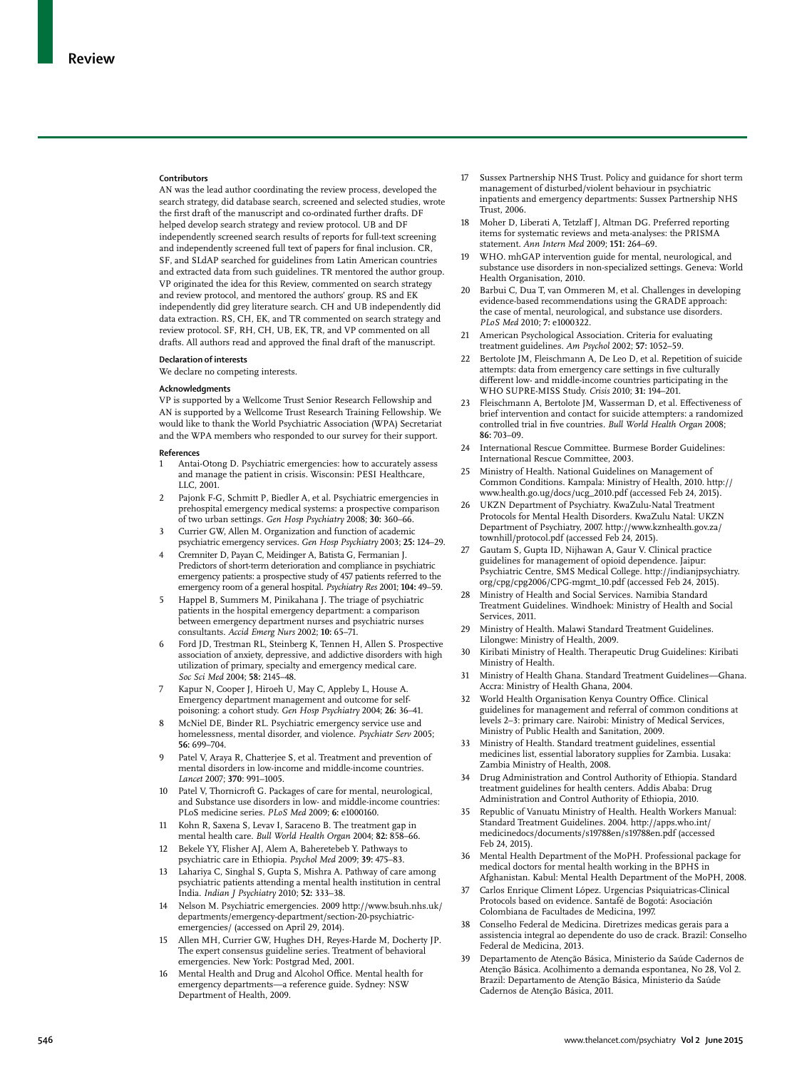#### Contributors

AN was the lead author coordinating the review process, developed the search strategy, did database search, screened and selected studies, wrote the first draft of the manuscript and co-ordinated further drafts. DF helped develop search strategy and review protocol. UB and DF independently screened search results of reports for full-text screening and independently screened full text of papers for final inclusion. CR, SF, and SLdAP searched for guidelines from Latin American countries and extracted data from such guidelines. TR mentored the author group. VP originated the idea for this Review, commented on search strategy and review protocol, and mentored the authors' group. RS and EK independently did grey literature search. CH and UB independently did data extraction. RS, CH, EK, and TR commented on search strategy and review protocol. SF, RH, CH, UB, EK, TR, and VP commented on all drafts. All authors read and approved the final draft of the manuscript.

#### Declaration of interests

We declare no competing interests.

#### Acknowledgments

VP is supported by a Wellcome Trust Senior Research Fellowship and AN is supported by a Wellcome Trust Research Training Fellowship. We would like to thank the World Psychiatric Association (WPA) Secretariat and the WPA members who responded to our survey for their support.

#### References

1. Antai-Otong D. Psychiatric emergencies: how to accurately assess and manage the patient in crisis. Wisconsin: PESI Healthcare, LLC, 2001.
2. Pajonk F-G, Schmitt P, Biedler A, et al. Psychiatric emergencies in prehospital emergency medical systems: a prospective comparison of two urban settings. *Gen Hosp Psychiatry* 2008; **30:** 360–66.
3. Currier GW, Allen M. Organization and function of academic psychiatric emergency services. *Gen Hosp Psychiatry* 2003; **25:** 124–29.
4. Cremniter D, Payan C, Meidinger A, Batista G, Fermanian J. Predictors of short-term deterioration and compliance in psychiatric emergency patients: a prospective study of 457 patients referred to the emergency room of a general hospital. *Psychiatry Res* 2001; **104:** 49–59.
5. Happel B, Summers M, Pinikahana J. The triage of psychiatric patients in the hospital emergency department: a comparison between emergency department nurses and psychiatric nurses consultants. *Accid Emerg Nurs* 2002; **10:** 65–71.
6. Ford JD, Trestman RL, Steinberg K, Tennen H, Allen S. Prospective association of anxiety, depressive, and addictive disorders with high utilization of primary, specialty and emergency medical care. *Soc Sci Med* 2004; **58:** 2145–48.
7. Kapur N, Cooper J, Hiroeh U, May C, Appleby L, House A. Emergency department management and outcome for self-poisoning: a cohort study. *Gen Hosp Psychiatry* 2004; **26:** 36–41.
8. McNiel DE, Binder RL. Psychiatric emergency service use and homelessness, mental disorder, and violence. *Psychiatr Serv* 2005; **56:** 699–704.
9. Patel V, Araya R, Chatterjee S, et al. Treatment and prevention of mental disorders in low-income and middle-income countries. *Lancet* 2007; **370**: 991–1005.
10. Patel V, Thornicroft G. Packages of care for mental, neurological, and Substance use disorders in low- and middle-income countries: PLoS medicine series. *PLoS Med* 2009; **6:** e1000160.
11. Kohn R, Saxena S, Levav I, Saraceno B. The treatment gap in mental health care. *Bull World Health Organ* 2004; **82:** 858–66.
12. Bekele YY, Flisher AJ, Alem A, Baheretebeb Y. Pathways to psychiatric care in Ethiopia. *Psychol Med* 2009; **39:** 475–83.
13. Lahariya C, Singhal S, Gupta S, Mishra A. Pathway of care among psychiatric patients attending a mental health institution in central India. *Indian J Psychiatry* 2010; **52:** 333–38.
14. Nelson M. Psychiatric emergencies. 2009 http://www.bsuh.nhs.uk/departments/emergency-department/section-20-psychiatric-emergencies/ (accessed on April 29, 2014).
15. Allen MH, Currier GW, Hughes DH, Reyes-Harde M, Docherty JP. The expert consensus guideline series. Treatment of behavioral emergencies. New York: Postgrad Med, 2001.
16. Mental Health and Drug and Alcohol Office. Mental health for emergency departments—a reference guide. Sydney: NSW Department of Health, 2009.
17. Sussex Partnership NHS Trust. Policy and guidance for short term management of disturbed/violent behaviour in psychiatric inpatients and emergency departments: Sussex Partnership NHS Trust, 2006.
18. Moher D, Liberati A, Tetzlaff J, Altman DG. Preferred reporting items for systematic reviews and meta-analyses: the PRISMA statement. *Ann Intern Med* 2009; **151:** 264–69.
19. WHO. mhGAP intervention guide for mental, neurological, and substance use disorders in non-specialized settings. Geneva: World Health Organisation, 2010.
20. Barbui C, Dua T, van Ommeren M, et al. Challenges in developing evidence-based recommendations using the GRADE approach: the case of mental, neurological, and substance use disorders. *PLoS Med* 2010; **7:** e1000322.
21. American Psychological Association. Criteria for evaluating treatment guidelines. *Am Psychol* 2002; **57:** 1052–59.
22. Bertolote JM, Fleischmann A, De Leo D, et al. Repetition of suicide attempts: data from emergency care settings in five culturally different low- and middle-income countries participating in the WHO SUPRE-MISS Study. *Crisis* 2010; **31:** 194–201.
23. Fleischmann A, Bertolote JM, Wasserman D, et al. Effectiveness of brief intervention and contact for suicide attempters: a randomized controlled trial in five countries. *Bull World Health Organ* 2008; **86:** 703–09.
24. International Rescue Committee. Burmese Border Guidelines: International Rescue Committee, 2003.
25. Ministry of Health. National Guidelines on Management of Common Conditions. Kampala: Ministry of Health, 2010. http://www.health.go.ug/docs/ucg_2010.pdf (accessed Feb 24, 2015).
26. UKZN Department of Psychiatry. KwaZulu-Natal Treatment Protocols for Mental Health Disorders. KwaZulu Natal: UKZN Department of Psychiatry, 2007. http://www.kznhealth.gov.za/townhill/protocol.pdf (accessed Feb 24, 2015).
27. Gautam S, Gupta ID, Nijhawan A, Gaur V. Clinical practice guidelines for management of opioid dependence. Jaipur: Psychiatric Centre, SMS Medical College. http://indianjpsychiatry.org/cpg/cpg2006/CPG-mgmt_10.pdf (accessed Feb 24, 2015).
28. Ministry of Health and Social Services. Namibia Standard Treatment Guidelines. Windhoek: Ministry of Health and Social Services, 2011.
29. Ministry of Health. Malawi Standard Treatment Guidelines. Lilongwe: Ministry of Health, 2009.
30. Kiribati Ministry of Health. Therapeutic Drug Guidelines: Kiribati Ministry of Health.
31. Ministry of Health Ghana. Standard Treatment Guidelines—Ghana. Accra: Ministry of Health Ghana, 2004.
32. World Health Organisation Kenya Country Office. Clinical guidelines for management and referral of common conditions at levels 2–3: primary care. Nairobi: Ministry of Medical Services, Ministry of Public Health and Sanitation, 2009.
33. Ministry of Health. Standard treatment guidelines, essential medicines list, essential laboratory supplies for Zambia. Lusaka: Zambia Ministry of Health, 2008.
34. Drug Administration and Control Authority of Ethiopia. Standard treatment guidelines for health centers. Addis Ababa: Drug Administration and Control Authority of Ethiopia, 2010.
35. Republic of Vanuatu Ministry of Health. Health Workers Manual: Standard Treatment Guidelines. 2004. http://apps.who.int/medicinedocs/documents/s19788en/s19788en.pdf (accessed Feb 24, 2015).
36. Mental Health Department of the MoPH. Professional package for medical doctors for mental health working in the BPHS in Afghanistan. Kabul: Mental Health Department of the MoPH, 2008.
37. Carlos Enrique Climent López. Urgencias Psiquiatricas-Clinical Protocols based on evidence. Santafé de Bogotá: Asociación Colombiana de Facultades de Medicina, 1997.
38. Conselho Federal de Medicina. Diretrizes medicas gerais para a assistencia integral ao dependente do uso de crack. Brazil: Conselho Federal de Medicina, 2013.
39. Departamento de Atenção Básica, Ministerio da Saúde Cadernos de Atenção Básica. Acolhimento a demanda espontanea, No 28, Vol 2. Brazil: Departamento de Atenção Básica, Ministerio da Saúde Cadernos de Atenção Básica, 2011.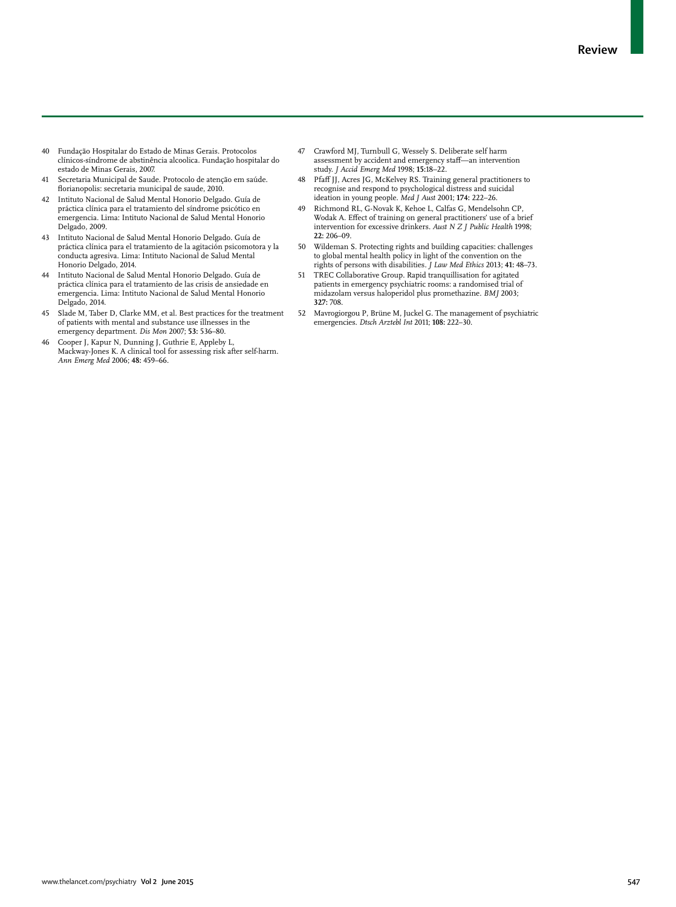40 Fundação Hospitalar do Estado de Minas Gerais. Protocolos clínicos-síndrome de abstinência alcoolica. Fundação hospitalar do estado de Minas Gerais, 2007.

41 Secretaria Municipal de Saude. Protocolo de atenção em saúde. florianopolis: secretaria municipal de saude, 2010.

42 Intituto Nacional de Salud Mental Honorio Delgado. Guía de práctica clínica para el tratamiento del síndrome psicótico en emergencia. Lima: Intituto Nacional de Salud Mental Honorio Delgado, 2009.

43 Intituto Nacional de Salud Mental Honorio Delgado. Guía de práctica clínica para el tratamiento de la agitación psicomotora y la conducta agresiva. Lima: Intituto Nacional de Salud Mental Honorio Delgado, 2014.

44 Intituto Nacional de Salud Mental Honorio Delgado. Guía de práctica clínica para el tratamiento de las crisis de ansiedade en emergencia. Lima: Intituto Nacional de Salud Mental Honorio Delgado, 2014.

45 Slade M, Taber D, Clarke MM, et al. Best practices for the treatment of patients with mental and substance use illnesses in the emergency department. *Dis Mon* 2007; **53:** 536–80.

46 Cooper J, Kapur N, Dunning J, Guthrie E, Appleby L, Mackway-Jones K. A clinical tool for assessing risk after self-harm. *Ann Emerg Med* 2006; **48:** 459–66.

47 Crawford MJ, Turnbull G, Wessely S. Deliberate self harm assessment by accident and emergency staff—an intervention study. *J Accid Emerg Med* 1998; **15:**18–22.

48 Pfaff JJ, Acres JG, McKelvey RS. Training general practitioners to recognise and respond to psychological distress and suicidal ideation in young people. *Med J Aust* 2001; **174:** 222–26.

49 Richmond RL, G-Novak K, Kehoe L, Calfas G, Mendelsohn CP, Wodak A. Effect of training on general practitioners' use of a brief intervention for excessive drinkers. *Aust N Z J Public Health* 1998; **22:** 206–09.

50 Wildeman S. Protecting rights and building capacities: challenges to global mental health policy in light of the convention on the rights of persons with disabilities. *J Law Med Ethics* 2013; **41:** 48–73.

51 TREC Collaborative Group. Rapid tranquillisation for agitated patients in emergency psychiatric rooms: a randomised trial of midazolam versus haloperidol plus promethazine. *BMJ* 2003; **327:** 708.

52 Mavrogiorgou P, Brüne M, Juckel G. The management of psychiatric emergencies. *Dtsch Arztebl Int* 2011; **108:** 222–30.